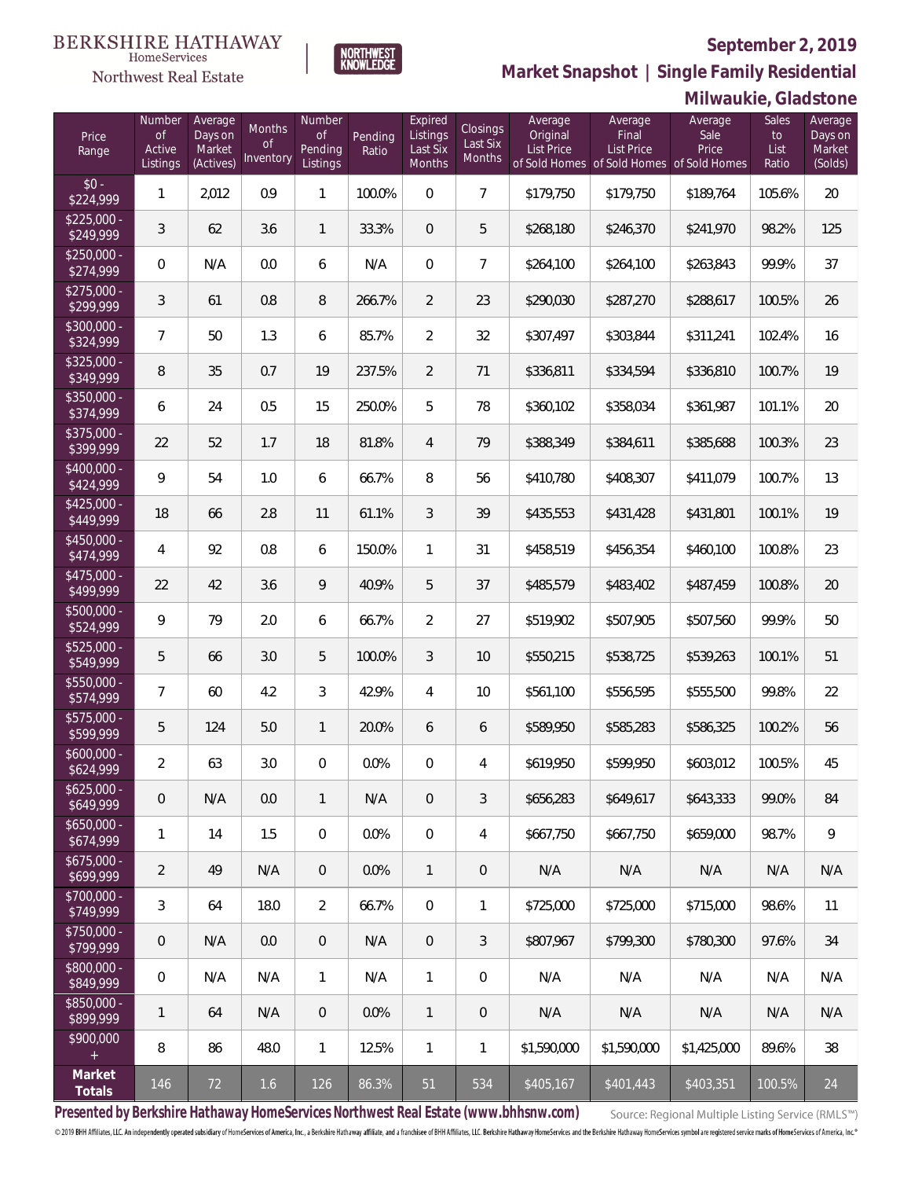BERKSHIRE HATHAWAY HomeServices Northwest Real Estate

NORTHWEST KNOWLEDGE

# September 2, 2019

## Market Snapshot | Single Family Residential

## Milwaukie, Gladstone

| Price Range | Number of Active Listings | Average Days on Market (Actives) | Months of Inventory | Number of Pending Listings | Pending Ratio | Expired Listings Last Six Months | Closings Last Six Months | Average Original List Price of Sold Homes | Average Final List Price of Sold Homes | Average Sale Price of Sold Homes | Sales to List Ratio | Average Days on Market (Solds) |
|---|---|---|---|---|---|---|---|---|---|---|---|---|
| $0 - $224,999 | 1 | 2,012 | 0.9 | 1 | 100.0% | 0 | 7 | $179,750 | $179,750 | $189,764 | 105.6% | 20 |
| $225,000 - $249,999 | 3 | 62 | 3.6 | 1 | 33.3% | 0 | 5 | $268,180 | $246,370 | $241,970 | 98.2% | 125 |
| $250,000 - $274,999 | 0 | N/A | 0.0 | 6 | N/A | 0 | 7 | $264,100 | $264,100 | $263,843 | 99.9% | 37 |
| $275,000 - $299,999 | 3 | 61 | 0.8 | 8 | 266.7% | 2 | 23 | $290,030 | $287,270 | $288,617 | 100.5% | 26 |
| $300,000 - $324,999 | 7 | 50 | 1.3 | 6 | 85.7% | 2 | 32 | $307,497 | $303,844 | $311,241 | 102.4% | 16 |
| $325,000 - $349,999 | 8 | 35 | 0.7 | 19 | 237.5% | 2 | 71 | $336,811 | $334,594 | $336,810 | 100.7% | 19 |
| $350,000 - $374,999 | 6 | 24 | 0.5 | 15 | 250.0% | 5 | 78 | $360,102 | $358,034 | $361,987 | 101.1% | 20 |
| $375,000 - $399,999 | 22 | 52 | 1.7 | 18 | 81.8% | 4 | 79 | $388,349 | $384,611 | $385,688 | 100.3% | 23 |
| $400,000 - $424,999 | 9 | 54 | 1.0 | 6 | 66.7% | 8 | 56 | $410,780 | $408,307 | $411,079 | 100.7% | 13 |
| $425,000 - $449,999 | 18 | 66 | 2.8 | 11 | 61.1% | 3 | 39 | $435,553 | $431,428 | $431,801 | 100.1% | 19 |
| $450,000 - $474,999 | 4 | 92 | 0.8 | 6 | 150.0% | 1 | 31 | $458,519 | $456,354 | $460,100 | 100.8% | 23 |
| $475,000 - $499,999 | 22 | 42 | 3.6 | 9 | 40.9% | 5 | 37 | $485,579 | $483,402 | $487,459 | 100.8% | 20 |
| $500,000 - $524,999 | 9 | 79 | 2.0 | 6 | 66.7% | 2 | 27 | $519,902 | $507,905 | $507,560 | 99.9% | 50 |
| $525,000 - $549,999 | 5 | 66 | 3.0 | 5 | 100.0% | 3 | 10 | $550,215 | $538,725 | $539,263 | 100.1% | 51 |
| $550,000 - $574,999 | 7 | 60 | 4.2 | 3 | 42.9% | 4 | 10 | $561,100 | $556,595 | $555,500 | 99.8% | 22 |
| $575,000 - $599,999 | 5 | 124 | 5.0 | 1 | 20.0% | 6 | 6 | $589,950 | $585,283 | $586,325 | 100.2% | 56 |
| $600,000 - $624,999 | 2 | 63 | 3.0 | 0 | 0.0% | 0 | 4 | $619,950 | $599,950 | $603,012 | 100.5% | 45 |
| $625,000 - $649,999 | 0 | N/A | 0.0 | 1 | N/A | 0 | 3 | $656,283 | $649,617 | $643,333 | 99.0% | 84 |
| $650,000 - $674,999 | 1 | 14 | 1.5 | 0 | 0.0% | 0 | 4 | $667,750 | $667,750 | $659,000 | 98.7% | 9 |
| $675,000 - $699,999 | 2 | 49 | N/A | 0 | 0.0% | 1 | 0 | N/A | N/A | N/A | N/A | N/A |
| $700,000 - $749,999 | 3 | 64 | 18.0 | 2 | 66.7% | 0 | 1 | $725,000 | $725,000 | $715,000 | 98.6% | 11 |
| $750,000 - $799,999 | 0 | N/A | 0.0 | 0 | N/A | 0 | 3 | $807,967 | $799,300 | $780,300 | 97.6% | 34 |
| $800,000 - $849,999 | 0 | N/A | N/A | 1 | N/A | 1 | 0 | N/A | N/A | N/A | N/A | N/A |
| $850,000 - $899,999 | 1 | 64 | N/A | 0 | 0.0% | 1 | 0 | N/A | N/A | N/A | N/A | N/A |
| $900,000 + | 8 | 86 | 48.0 | 1 | 12.5% | 1 | 1 | $1,590,000 | $1,590,000 | $1,425,000 | 89.6% | 38 |
| **Market Totals** | 146 | 72 | 1.6 | 126 | 86.3% | 51 | 534 | $405,167 | $401,443 | $403,351 | 100.5% | 24 |

**Presented by Berkshire Hathaway HomeServices Northwest Real Estate (www.bhhsnw.com)**

Source: Regional Multiple Listing Service (RMLS™)

© 2019 BHH Affiliates, LLC. An independently operated subsidiary of HomeServices of America, Inc., a Berkshire Hathaway affiliate, and a franchisee of BHH Affiliates, LLC. Berkshire Hathaway HomeServices and the Berkshire Hathaway HomeServices symbol are registered service marks of HomeServices of America, Inc.®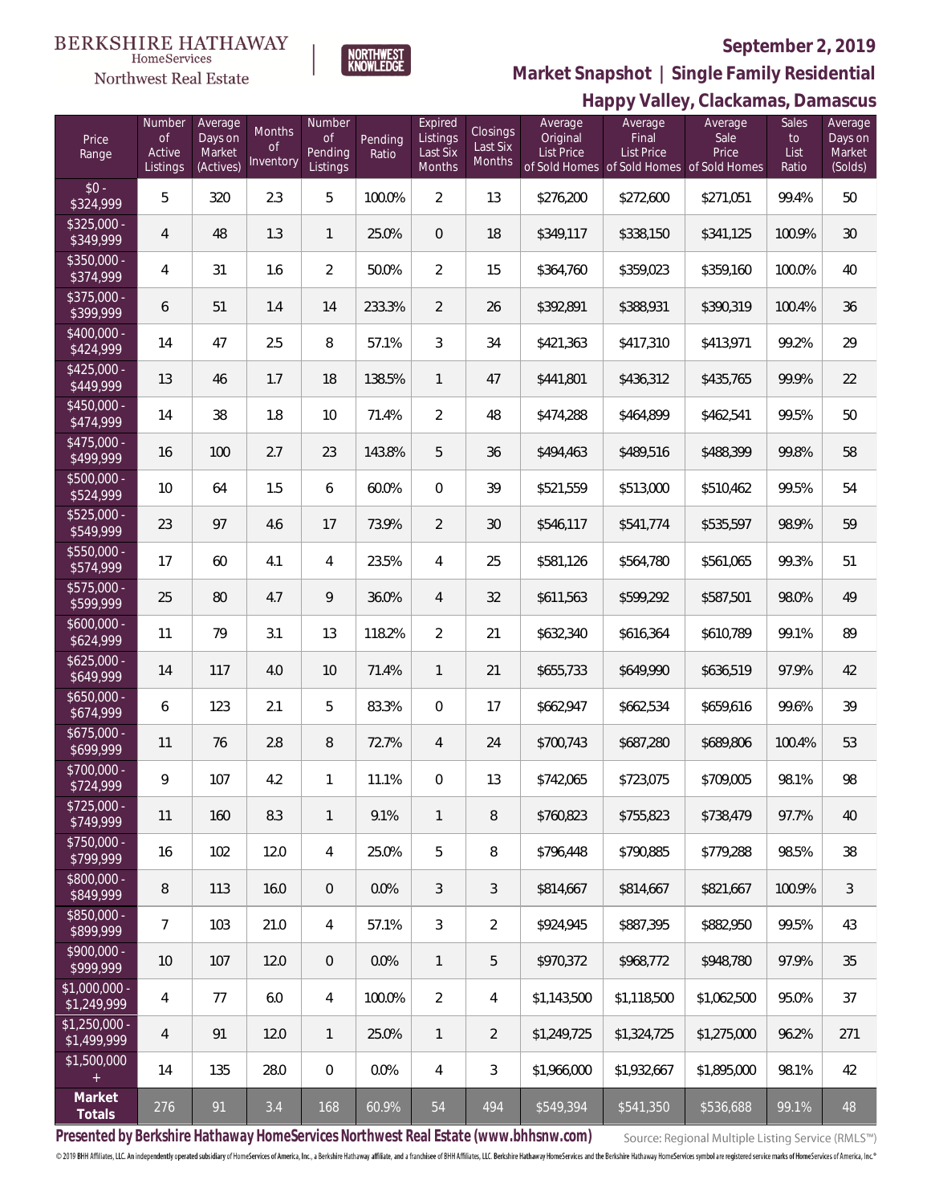BERKSHIRE HATHAWAY
HomeServices
Northwest Real Estate

NORTHWEST KNOWLEDGE

**September 2, 2019**

## Market Snapshot | Single Family Residential

### Happy Valley, Clackamas, Damascus

| Price Range | Number of Active Listings | Average Days on Market (Actives) | Months of Inventory | Number of Pending Listings | Pending Ratio | Expired Listings Last Six Months | Closings Last Six Months | Average Original List Price of Sold Homes | Average Final List Price of Sold Homes | Average Sale Price of Sold Homes | Sales to List Ratio | Average Days on Market (Solds) |
|---|---|---|---|---|---|---|---|---|---|---|---|---|
| $0 - $324,999 | 5 | 320 | 2.3 | 5 | 100.0% | 2 | 13 | $276,200 | $272,600 | $271,051 | 99.4% | 50 |
| $325,000 - $349,999 | 4 | 48 | 1.3 | 1 | 25.0% | 0 | 18 | $349,117 | $338,150 | $341,125 | 100.9% | 30 |
| $350,000 - $374,999 | 4 | 31 | 1.6 | 2 | 50.0% | 2 | 15 | $364,760 | $359,023 | $359,160 | 100.0% | 40 |
| $375,000 - $399,999 | 6 | 51 | 1.4 | 14 | 233.3% | 2 | 26 | $392,891 | $388,931 | $390,319 | 100.4% | 36 |
| $400,000 - $424,999 | 14 | 47 | 2.5 | 8 | 57.1% | 3 | 34 | $421,363 | $417,310 | $413,971 | 99.2% | 29 |
| $425,000 - $449,999 | 13 | 46 | 1.7 | 18 | 138.5% | 1 | 47 | $441,801 | $436,312 | $435,765 | 99.9% | 22 |
| $450,000 - $474,999 | 14 | 38 | 1.8 | 10 | 71.4% | 2 | 48 | $474,288 | $464,899 | $462,541 | 99.5% | 50 |
| $475,000 - $499,999 | 16 | 100 | 2.7 | 23 | 143.8% | 5 | 36 | $494,463 | $489,516 | $488,399 | 99.8% | 58 |
| $500,000 - $524,999 | 10 | 64 | 1.5 | 6 | 60.0% | 0 | 39 | $521,559 | $513,000 | $510,462 | 99.5% | 54 |
| $525,000 - $549,999 | 23 | 97 | 4.6 | 17 | 73.9% | 2 | 30 | $546,117 | $541,774 | $535,597 | 98.9% | 59 |
| $550,000 - $574,999 | 17 | 60 | 4.1 | 4 | 23.5% | 4 | 25 | $581,126 | $564,780 | $561,065 | 99.3% | 51 |
| $575,000 - $599,999 | 25 | 80 | 4.7 | 9 | 36.0% | 4 | 32 | $611,563 | $599,292 | $587,501 | 98.0% | 49 |
| $600,000 - $624,999 | 11 | 79 | 3.1 | 13 | 118.2% | 2 | 21 | $632,340 | $616,364 | $610,789 | 99.1% | 89 |
| $625,000 - $649,999 | 14 | 117 | 4.0 | 10 | 71.4% | 1 | 21 | $655,733 | $649,990 | $636,519 | 97.9% | 42 |
| $650,000 - $674,999 | 6 | 123 | 2.1 | 5 | 83.3% | 0 | 17 | $662,947 | $662,534 | $659,616 | 99.6% | 39 |
| $675,000 - $699,999 | 11 | 76 | 2.8 | 8 | 72.7% | 4 | 24 | $700,743 | $687,280 | $689,806 | 100.4% | 53 |
| $700,000 - $724,999 | 9 | 107 | 4.2 | 1 | 11.1% | 0 | 13 | $742,065 | $723,075 | $709,005 | 98.1% | 98 |
| $725,000 - $749,999 | 11 | 160 | 8.3 | 1 | 9.1% | 1 | 8 | $760,823 | $755,823 | $738,479 | 97.7% | 40 |
| $750,000 - $799,999 | 16 | 102 | 12.0 | 4 | 25.0% | 5 | 8 | $796,448 | $790,885 | $779,288 | 98.5% | 38 |
| $800,000 - $849,999 | 8 | 113 | 16.0 | 0 | 0.0% | 3 | 3 | $814,667 | $814,667 | $821,667 | 100.9% | 3 |
| $850,000 - $899,999 | 7 | 103 | 21.0 | 4 | 57.1% | 3 | 2 | $924,945 | $887,395 | $882,950 | 99.5% | 43 |
| $900,000 - $999,999 | 10 | 107 | 12.0 | 0 | 0.0% | 1 | 5 | $970,372 | $968,772 | $948,780 | 97.9% | 35 |
| $1,000,000 - $1,249,999 | 4 | 77 | 6.0 | 4 | 100.0% | 2 | 4 | $1,143,500 | $1,118,500 | $1,062,500 | 95.0% | 37 |
| $1,250,000 - $1,499,999 | 4 | 91 | 12.0 | 1 | 25.0% | 1 | 2 | $1,249,725 | $1,324,725 | $1,275,000 | 96.2% | 271 |
| $1,500,000 + | 14 | 135 | 28.0 | 0 | 0.0% | 4 | 3 | $1,966,000 | $1,932,667 | $1,895,000 | 98.1% | 42 |
| **Market Totals** | 276 | 91 | 3.4 | 168 | 60.9% | 54 | 494 | $549,394 | $541,350 | $536,688 | 99.1% | 48 |

**Presented by Berkshire Hathaway HomeServices Northwest Real Estate (www.bhhsnw.com)**

Source: Regional Multiple Listing Service (RMLS™)

© 2019 BHH Affiliates, LLC. An independently operated subsidiary of HomeServices of America, Inc., a Berkshire Hathaway affiliate, and a franchisee of BHH Affiliates, LLC. Berkshire Hathaway HomeServices and the Berkshire Hathaway HomeServices symbol are registered service marks of HomeServices of America, Inc.®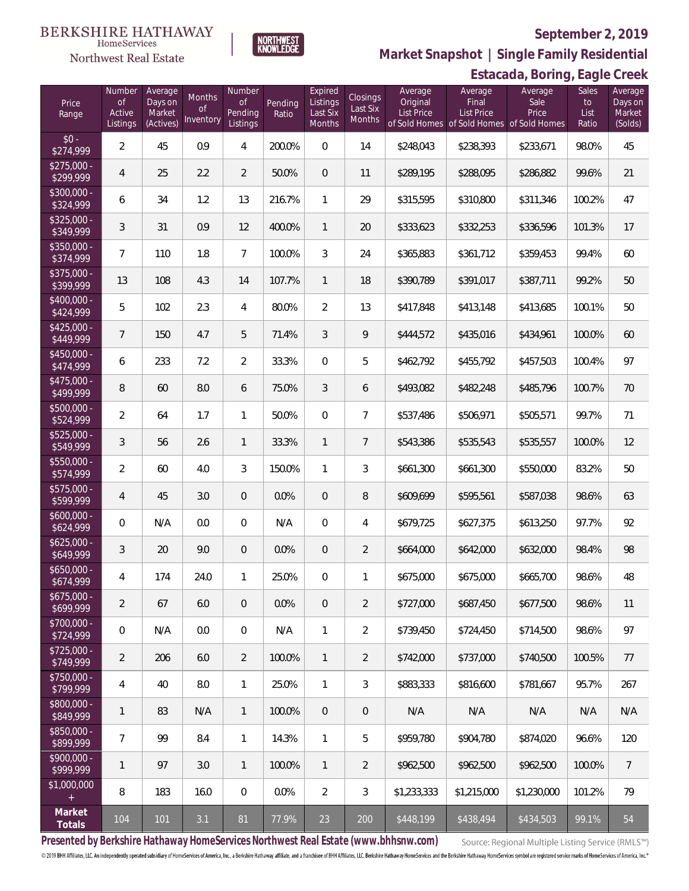BERKSHIRE HATHAWAY HomeServices Northwest Real Estate | NORTHWEST KNOWLEDGE

**September 2, 2019**

**Market Snapshot | Single Family Residential**

**Estacada, Boring, Eagle Creek**

| Price Range | Number of Active Listings | Average Days on Market (Actives) | Months of Inventory | Number of Pending Listings | Pending Ratio | Expired Listings Last Six Months | Closings Last Six Months | Average Original List Price of Sold Homes | Average Final List Price of Sold Homes | Average Sale Price of Sold Homes | Sales to List Ratio | Average Days on Market (Solds) |
|---|---|---|---|---|---|---|---|---|---|---|---|---|
| $0 - $274,999 | 2 | 45 | 0.9 | 4 | 200.0% | 0 | 14 | $248,043 | $238,393 | $233,671 | 98.0% | 45 |
| $275,000 - $299,999 | 4 | 25 | 2.2 | 2 | 50.0% | 0 | 11 | $289,195 | $288,095 | $286,882 | 99.6% | 21 |
| $300,000 - $324,999 | 6 | 34 | 1.2 | 13 | 216.7% | 1 | 29 | $315,595 | $310,800 | $311,346 | 100.2% | 47 |
| $325,000 - $349,999 | 3 | 31 | 0.9 | 12 | 400.0% | 1 | 20 | $333,623 | $332,253 | $336,596 | 101.3% | 17 |
| $350,000 - $374,999 | 7 | 110 | 1.8 | 7 | 100.0% | 3 | 24 | $365,883 | $361,712 | $359,453 | 99.4% | 60 |
| $375,000 - $399,999 | 13 | 108 | 4.3 | 14 | 107.7% | 1 | 18 | $390,789 | $391,017 | $387,711 | 99.2% | 50 |
| $400,000 - $424,999 | 5 | 102 | 2.3 | 4 | 80.0% | 2 | 13 | $417,848 | $413,148 | $413,685 | 100.1% | 50 |
| $425,000 - $449,999 | 7 | 150 | 4.7 | 5 | 71.4% | 3 | 9 | $444,572 | $435,016 | $434,961 | 100.0% | 60 |
| $450,000 - $474,999 | 6 | 233 | 7.2 | 2 | 33.3% | 0 | 5 | $462,792 | $455,792 | $457,503 | 100.4% | 97 |
| $475,000 - $499,999 | 8 | 60 | 8.0 | 6 | 75.0% | 3 | 6 | $493,082 | $482,248 | $485,796 | 100.7% | 70 |
| $500,000 - $524,999 | 2 | 64 | 1.7 | 1 | 50.0% | 0 | 7 | $537,486 | $506,971 | $505,571 | 99.7% | 71 |
| $525,000 - $549,999 | 3 | 56 | 2.6 | 1 | 33.3% | 1 | 7 | $543,386 | $535,543 | $535,557 | 100.0% | 12 |
| $550,000 - $574,999 | 2 | 60 | 4.0 | 3 | 150.0% | 1 | 3 | $661,300 | $661,300 | $550,000 | 83.2% | 50 |
| $575,000 - $599,999 | 4 | 45 | 3.0 | 0 | 0.0% | 0 | 8 | $609,699 | $595,561 | $587,038 | 98.6% | 63 |
| $600,000 - $624,999 | 0 | N/A | 0.0 | 0 | N/A | 0 | 4 | $679,725 | $627,375 | $613,250 | 97.7% | 92 |
| $625,000 - $649,999 | 3 | 20 | 9.0 | 0 | 0.0% | 0 | 2 | $664,000 | $642,000 | $632,000 | 98.4% | 98 |
| $650,000 - $674,999 | 4 | 174 | 24.0 | 1 | 25.0% | 0 | 1 | $675,000 | $675,000 | $665,700 | 98.6% | 48 |
| $675,000 - $699,999 | 2 | 67 | 6.0 | 0 | 0.0% | 0 | 2 | $727,000 | $687,450 | $677,500 | 98.6% | 11 |
| $700,000 - $724,999 | 0 | N/A | 0.0 | 0 | N/A | 1 | 2 | $739,450 | $724,450 | $714,500 | 98.6% | 97 |
| $725,000 - $749,999 | 2 | 206 | 6.0 | 2 | 100.0% | 1 | 2 | $742,000 | $737,000 | $740,500 | 100.5% | 77 |
| $750,000 - $799,999 | 4 | 40 | 8.0 | 1 | 25.0% | 1 | 3 | $883,333 | $816,600 | $781,667 | 95.7% | 267 |
| $800,000 - $849,999 | 1 | 83 | N/A | 1 | 100.0% | 0 | 0 | N/A | N/A | N/A | N/A | N/A |
| $850,000 - $899,999 | 7 | 99 | 8.4 | 1 | 14.3% | 1 | 5 | $959,780 | $904,780 | $874,020 | 96.6% | 120 |
| $900,000 - $999,999 | 1 | 97 | 3.0 | 1 | 100.0% | 1 | 2 | $962,500 | $962,500 | $962,500 | 100.0% | 7 |
| $1,000,000 + | 8 | 183 | 16.0 | 0 | 0.0% | 2 | 3 | $1,233,333 | $1,215,000 | $1,230,000 | 101.2% | 79 |
| **Market Totals** | 104 | 101 | 3.1 | 81 | 77.9% | 23 | 200 | $448,199 | $438,494 | $434,503 | 99.1% | 54 |

**Presented by Berkshire Hathaway HomeServices Northwest Real Estate (www.bhhsnw.com)**

Source: Regional Multiple Listing Service (RMLS™)

© 2019 BHH Affiliates, LLC. An independently operated subsidiary of HomeServices of America, Inc., a Berkshire Hathaway affiliate, and a franchisee of BHH Affiliates, LLC. Berkshire Hathaway HomeServices and the Berkshire Hathaway HomeServices symbol are registered service marks of HomeServices of America, Inc.®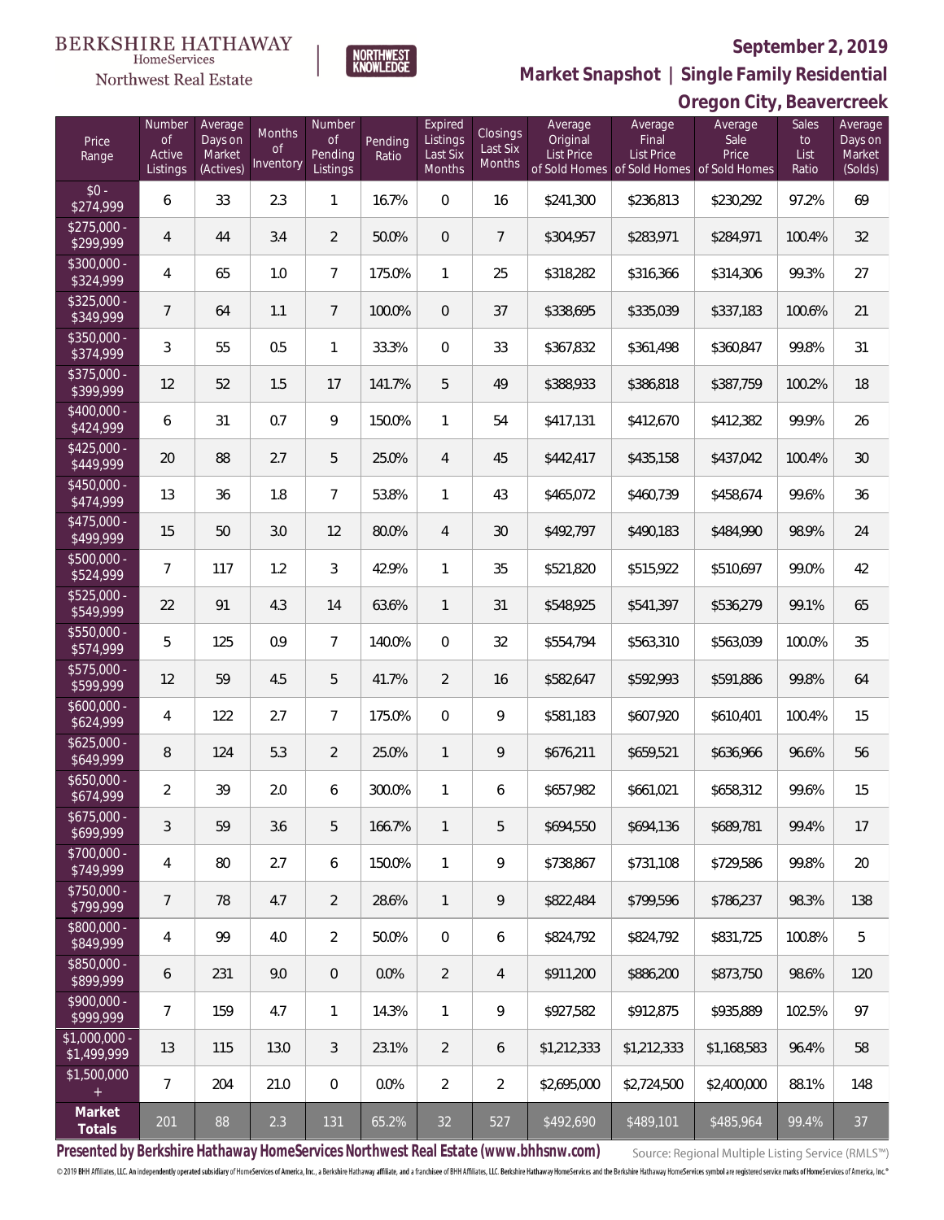BERKSHIRE HATHAWAY HomeServices Northwest Real Estate

NORTHWEST KNOWLEDGE

**September 2, 2019**

## Market Snapshot | Single Family Residential

## Oregon City, Beavercreek

| Price Range | Number of Active Listings | Average Days on Market (Actives) | Months of Inventory | Number of Pending Listings | Pending Ratio | Expired Listings Last Six Months | Closings Last Six Months | Average Original List Price of Sold Homes | Average Final List Price of Sold Homes | Average Sale Price of Sold Homes | Sales to List Ratio | Average Days on Market (Solds) |
|---|---|---|---|---|---|---|---|---|---|---|---|---|
| $0 - $274,999 | 6 | 33 | 2.3 | 1 | 16.7% | 0 | 16 | $241,300 | $236,813 | $230,292 | 97.2% | 69 |
| $275,000 - $299,999 | 4 | 44 | 3.4 | 2 | 50.0% | 0 | 7 | $304,957 | $283,971 | $284,971 | 100.4% | 32 |
| $300,000 - $324,999 | 4 | 65 | 1.0 | 7 | 175.0% | 1 | 25 | $318,282 | $316,366 | $314,306 | 99.3% | 27 |
| $325,000 - $349,999 | 7 | 64 | 1.1 | 7 | 100.0% | 0 | 37 | $338,695 | $335,039 | $337,183 | 100.6% | 21 |
| $350,000 - $374,999 | 3 | 55 | 0.5 | 1 | 33.3% | 0 | 33 | $367,832 | $361,498 | $360,847 | 99.8% | 31 |
| $375,000 - $399,999 | 12 | 52 | 1.5 | 17 | 141.7% | 5 | 49 | $388,933 | $386,818 | $387,759 | 100.2% | 18 |
| $400,000 - $424,999 | 6 | 31 | 0.7 | 9 | 150.0% | 1 | 54 | $417,131 | $412,670 | $412,382 | 99.9% | 26 |
| $425,000 - $449,999 | 20 | 88 | 2.7 | 5 | 25.0% | 4 | 45 | $442,417 | $435,158 | $437,042 | 100.4% | 30 |
| $450,000 - $474,999 | 13 | 36 | 1.8 | 7 | 53.8% | 1 | 43 | $465,072 | $460,739 | $458,674 | 99.6% | 36 |
| $475,000 - $499,999 | 15 | 50 | 3.0 | 12 | 80.0% | 4 | 30 | $492,797 | $490,183 | $484,990 | 98.9% | 24 |
| $500,000 - $524,999 | 7 | 117 | 1.2 | 3 | 42.9% | 1 | 35 | $521,820 | $515,922 | $510,697 | 99.0% | 42 |
| $525,000 - $549,999 | 22 | 91 | 4.3 | 14 | 63.6% | 1 | 31 | $548,925 | $541,397 | $536,279 | 99.1% | 65 |
| $550,000 - $574,999 | 5 | 125 | 0.9 | 7 | 140.0% | 0 | 32 | $554,794 | $563,310 | $563,039 | 100.0% | 35 |
| $575,000 - $599,999 | 12 | 59 | 4.5 | 5 | 41.7% | 2 | 16 | $582,647 | $592,993 | $591,886 | 99.8% | 64 |
| $600,000 - $624,999 | 4 | 122 | 2.7 | 7 | 175.0% | 0 | 9 | $581,183 | $607,920 | $610,401 | 100.4% | 15 |
| $625,000 - $649,999 | 8 | 124 | 5.3 | 2 | 25.0% | 1 | 9 | $676,211 | $659,521 | $636,966 | 96.6% | 56 |
| $650,000 - $674,999 | 2 | 39 | 2.0 | 6 | 300.0% | 1 | 6 | $657,982 | $661,021 | $658,312 | 99.6% | 15 |
| $675,000 - $699,999 | 3 | 59 | 3.6 | 5 | 166.7% | 1 | 5 | $694,550 | $694,136 | $689,781 | 99.4% | 17 |
| $700,000 - $749,999 | 4 | 80 | 2.7 | 6 | 150.0% | 1 | 9 | $738,867 | $731,108 | $729,586 | 99.8% | 20 |
| $750,000 - $799,999 | 7 | 78 | 4.7 | 2 | 28.6% | 1 | 9 | $822,484 | $799,596 | $786,237 | 98.3% | 138 |
| $800,000 - $849,999 | 4 | 99 | 4.0 | 2 | 50.0% | 0 | 6 | $824,792 | $824,792 | $831,725 | 100.8% | 5 |
| $850,000 - $899,999 | 6 | 231 | 9.0 | 0 | 0.0% | 2 | 4 | $911,200 | $886,200 | $873,750 | 98.6% | 120 |
| $900,000 - $999,999 | 7 | 159 | 4.7 | 1 | 14.3% | 1 | 9 | $927,582 | $912,875 | $935,889 | 102.5% | 97 |
| $1,000,000 - $1,499,999 | 13 | 115 | 13.0 | 3 | 23.1% | 2 | 6 | $1,212,333 | $1,212,333 | $1,168,583 | 96.4% | 58 |
| $1,500,000 + | 7 | 204 | 21.0 | 0 | 0.0% | 2 | 2 | $2,695,000 | $2,724,500 | $2,400,000 | 88.1% | 148 |
| **Market Totals** | 201 | 88 | 2.3 | 131 | 65.2% | 32 | 527 | $492,690 | $489,101 | $485,964 | 99.4% | 37 |

**Presented by Berkshire Hathaway HomeServices Northwest Real Estate (www.bhhsnw.com)**

Source: Regional Multiple Listing Service (RMLS™)

© 2019 BHH Affiliates, LLC. An independently operated subsidiary of HomeServices of America, Inc., a Berkshire Hathaway affiliate, and a franchisee of BHH Affiliates, LLC. Berkshire Hathaway HomeServices and the Berkshire Hathaway HomeServices symbol are registered service marks of HomeServices of America, Inc.®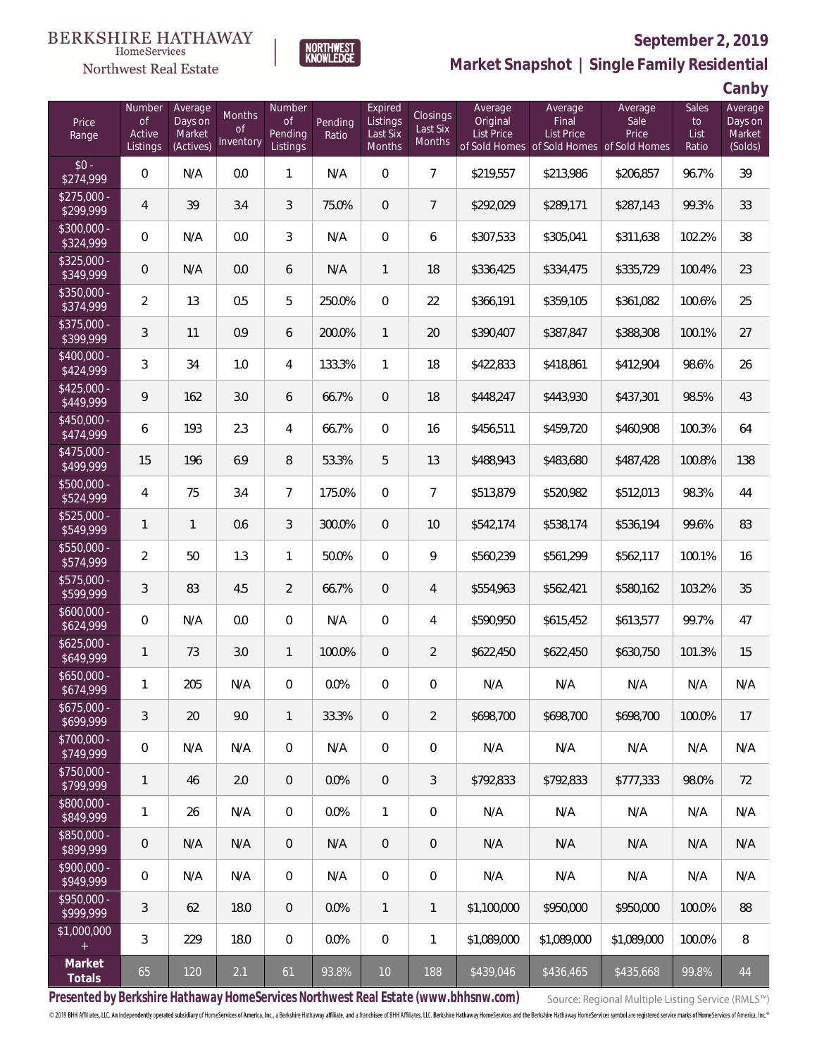BERKSHIRE HATHAWAY HomeServices Northwest Real Estate

NORTHWEST KNOWLEDGE

# September 2, 2019

## Market Snapshot | Single Family Residential

## Canby

| Price Range | Number of Active Listings | Average Days on Market (Actives) | Months of Inventory | Number of Pending Listings | Pending Ratio | Expired Listings Last Six Months | Closings Last Six Months | Average Original List Price of Sold Homes | Average Final List Price of Sold Homes | Average Sale Price of Sold Homes | Sales to List Ratio | Average Days on Market (Solds) |
|---|---|---|---|---|---|---|---|---|---|---|---|---|
| $0 - $274,999 | 0 | N/A | 0.0 | 1 | N/A | 0 | 7 | $219,557 | $213,986 | $206,857 | 96.7% | 39 |
| $275,000 - $299,999 | 4 | 39 | 3.4 | 3 | 75.0% | 0 | 7 | $292,029 | $289,171 | $287,143 | 99.3% | 33 |
| $300,000 - $324,999 | 0 | N/A | 0.0 | 3 | N/A | 0 | 6 | $307,533 | $305,041 | $311,638 | 102.2% | 38 |
| $325,000 - $349,999 | 0 | N/A | 0.0 | 6 | N/A | 1 | 18 | $336,425 | $334,475 | $335,729 | 100.4% | 23 |
| $350,000 - $374,999 | 2 | 13 | 0.5 | 5 | 250.0% | 0 | 22 | $366,191 | $359,105 | $361,082 | 100.6% | 25 |
| $375,000 - $399,999 | 3 | 11 | 0.9 | 6 | 200.0% | 1 | 20 | $390,407 | $387,847 | $388,308 | 100.1% | 27 |
| $400,000 - $424,999 | 3 | 34 | 1.0 | 4 | 133.3% | 1 | 18 | $422,833 | $418,861 | $412,904 | 98.6% | 26 |
| $425,000 - $449,999 | 9 | 162 | 3.0 | 6 | 66.7% | 0 | 18 | $448,247 | $443,930 | $437,301 | 98.5% | 43 |
| $450,000 - $474,999 | 6 | 193 | 2.3 | 4 | 66.7% | 0 | 16 | $456,511 | $459,720 | $460,908 | 100.3% | 64 |
| $475,000 - $499,999 | 15 | 196 | 6.9 | 8 | 53.3% | 5 | 13 | $488,943 | $483,680 | $487,428 | 100.8% | 138 |
| $500,000 - $524,999 | 4 | 75 | 3.4 | 7 | 175.0% | 0 | 7 | $513,879 | $520,982 | $512,013 | 98.3% | 44 |
| $525,000 - $549,999 | 1 | 1 | 0.6 | 3 | 300.0% | 0 | 10 | $542,174 | $538,174 | $536,194 | 99.6% | 83 |
| $550,000 - $574,999 | 2 | 50 | 1.3 | 1 | 50.0% | 0 | 9 | $560,239 | $561,299 | $562,117 | 100.1% | 16 |
| $575,000 - $599,999 | 3 | 83 | 4.5 | 2 | 66.7% | 0 | 4 | $554,963 | $562,421 | $580,162 | 103.2% | 35 |
| $600,000 - $624,999 | 0 | N/A | 0.0 | 0 | N/A | 0 | 4 | $590,950 | $615,452 | $613,577 | 99.7% | 47 |
| $625,000 - $649,999 | 1 | 73 | 3.0 | 1 | 100.0% | 0 | 2 | $622,450 | $622,450 | $630,750 | 101.3% | 15 |
| $650,000 - $674,999 | 1 | 205 | N/A | 0 | 0.0% | 0 | 0 | N/A | N/A | N/A | N/A | N/A |
| $675,000 - $699,999 | 3 | 20 | 9.0 | 1 | 33.3% | 0 | 2 | $698,700 | $698,700 | $698,700 | 100.0% | 17 |
| $700,000 - $749,999 | 0 | N/A | N/A | 0 | N/A | 0 | 0 | N/A | N/A | N/A | N/A | N/A |
| $750,000 - $799,999 | 1 | 46 | 2.0 | 0 | 0.0% | 0 | 3 | $792,833 | $792,833 | $777,333 | 98.0% | 72 |
| $800,000 - $849,999 | 1 | 26 | N/A | 0 | 0.0% | 1 | 0 | N/A | N/A | N/A | N/A | N/A |
| $850,000 - $899,999 | 0 | N/A | N/A | 0 | N/A | 0 | 0 | N/A | N/A | N/A | N/A | N/A |
| $900,000 - $949,999 | 0 | N/A | N/A | 0 | N/A | 0 | 0 | N/A | N/A | N/A | N/A | N/A |
| $950,000 - $999,999 | 3 | 62 | 18.0 | 0 | 0.0% | 1 | 1 | $1,100,000 | $950,000 | $950,000 | 100.0% | 88 |
| $1,000,000 + | 3 | 229 | 18.0 | 0 | 0.0% | 0 | 1 | $1,089,000 | $1,089,000 | $1,089,000 | 100.0% | 8 |
| **Market Totals** | 65 | 120 | 2.1 | 61 | 93.8% | 10 | 188 | $439,046 | $436,465 | $435,668 | 99.8% | 44 |

**Presented by Berkshire Hathaway HomeServices Northwest Real Estate (www.bhhsnw.com)**

Source: Regional Multiple Listing Service (RMLS™)

© 2019 BHH Affiliates, LLC. An independently operated subsidiary of HomeServices of America, Inc., a Berkshire Hathaway affiliate, and a franchisee of BHH Affiliates, LLC. Berkshire Hathaway HomeServices and the Berkshire Hathaway HomeServices symbol are registered service marks of HomeServices of America, Inc.®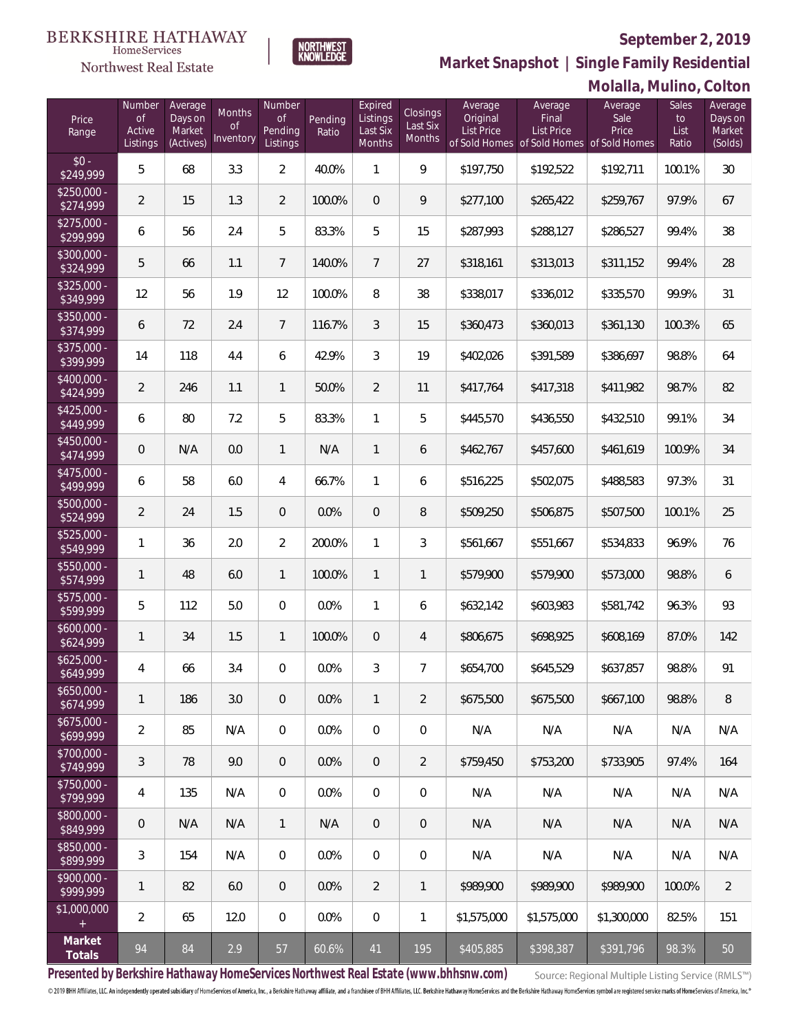BERKSHIRE HATHAWAY HomeServices Northwest Real Estate

NORTHWEST KNOWLEDGE

# September 2, 2019

## Market Snapshot | Single Family Residential

## Molalla, Mulino, Colton

| Price Range | Number of Active Listings | Average Days on Market (Actives) | Months of Inventory | Number of Pending Listings | Pending Ratio | Expired Listings Last Six Months | Closings Last Six Months | Average Original List Price of Sold Homes | Average Final List Price of Sold Homes | Average Sale Price of Sold Homes | Sales to List Ratio | Average Days on Market (Solds) |
|---|---|---|---|---|---|---|---|---|---|---|---|---|
| $0 - $249,999 | 5 | 68 | 3.3 | 2 | 40.0% | 1 | 9 | $197,750 | $192,522 | $192,711 | 100.1% | 30 |
| $250,000 - $274,999 | 2 | 15 | 1.3 | 2 | 100.0% | 0 | 9 | $277,100 | $265,422 | $259,767 | 97.9% | 67 |
| $275,000 - $299,999 | 6 | 56 | 2.4 | 5 | 83.3% | 5 | 15 | $287,993 | $288,127 | $286,527 | 99.4% | 38 |
| $300,000 - $324,999 | 5 | 66 | 1.1 | 7 | 140.0% | 7 | 27 | $318,161 | $313,013 | $311,152 | 99.4% | 28 |
| $325,000 - $349,999 | 12 | 56 | 1.9 | 12 | 100.0% | 8 | 38 | $338,017 | $336,012 | $335,570 | 99.9% | 31 |
| $350,000 - $374,999 | 6 | 72 | 2.4 | 7 | 116.7% | 3 | 15 | $360,473 | $360,013 | $361,130 | 100.3% | 65 |
| $375,000 - $399,999 | 14 | 118 | 4.4 | 6 | 42.9% | 3 | 19 | $402,026 | $391,589 | $386,697 | 98.8% | 64 |
| $400,000 - $424,999 | 2 | 246 | 1.1 | 1 | 50.0% | 2 | 11 | $417,764 | $417,318 | $411,982 | 98.7% | 82 |
| $425,000 - $449,999 | 6 | 80 | 7.2 | 5 | 83.3% | 1 | 5 | $445,570 | $436,550 | $432,510 | 99.1% | 34 |
| $450,000 - $474,999 | 0 | N/A | 0.0 | 1 | N/A | 1 | 6 | $462,767 | $457,600 | $461,619 | 100.9% | 34 |
| $475,000 - $499,999 | 6 | 58 | 6.0 | 4 | 66.7% | 1 | 6 | $516,225 | $502,075 | $488,583 | 97.3% | 31 |
| $500,000 - $524,999 | 2 | 24 | 1.5 | 0 | 0.0% | 0 | 8 | $509,250 | $506,875 | $507,500 | 100.1% | 25 |
| $525,000 - $549,999 | 1 | 36 | 2.0 | 2 | 200.0% | 1 | 3 | $561,667 | $551,667 | $534,833 | 96.9% | 76 |
| $550,000 - $574,999 | 1 | 48 | 6.0 | 1 | 100.0% | 1 | 1 | $579,900 | $579,900 | $573,000 | 98.8% | 6 |
| $575,000 - $599,999 | 5 | 112 | 5.0 | 0 | 0.0% | 1 | 6 | $632,142 | $603,983 | $581,742 | 96.3% | 93 |
| $600,000 - $624,999 | 1 | 34 | 1.5 | 1 | 100.0% | 0 | 4 | $806,675 | $698,925 | $608,169 | 87.0% | 142 |
| $625,000 - $649,999 | 4 | 66 | 3.4 | 0 | 0.0% | 3 | 7 | $654,700 | $645,529 | $637,857 | 98.8% | 91 |
| $650,000 - $674,999 | 1 | 186 | 3.0 | 0 | 0.0% | 1 | 2 | $675,500 | $675,500 | $667,100 | 98.8% | 8 |
| $675,000 - $699,999 | 2 | 85 | N/A | 0 | 0.0% | 0 | 0 | N/A | N/A | N/A | N/A | N/A |
| $700,000 - $749,999 | 3 | 78 | 9.0 | 0 | 0.0% | 0 | 2 | $759,450 | $753,200 | $733,905 | 97.4% | 164 |
| $750,000 - $799,999 | 4 | 135 | N/A | 0 | 0.0% | 0 | 0 | N/A | N/A | N/A | N/A | N/A |
| $800,000 - $849,999 | 0 | N/A | N/A | 1 | N/A | 0 | 0 | N/A | N/A | N/A | N/A | N/A |
| $850,000 - $899,999 | 3 | 154 | N/A | 0 | 0.0% | 0 | 0 | N/A | N/A | N/A | N/A | N/A |
| $900,000 - $999,999 | 1 | 82 | 6.0 | 0 | 0.0% | 2 | 1 | $989,900 | $989,900 | $989,900 | 100.0% | 2 |
| $1,000,000 + | 2 | 65 | 12.0 | 0 | 0.0% | 0 | 1 | $1,575,000 | $1,575,000 | $1,300,000 | 82.5% | 151 |
| **Market Totals** | 94 | 84 | 2.9 | 57 | 60.6% | 41 | 195 | $405,885 | $398,387 | $391,796 | 98.3% | 50 |

**Presented by Berkshire Hathaway HomeServices Northwest Real Estate (www.bhhsnw.com)**

Source: Regional Multiple Listing Service (RMLS™)

© 2019 BHH Affiliates, LLC. An independently operated subsidiary of HomeServices of America, Inc., a Berkshire Hathaway affiliate, and a franchisee of BHH Affiliates, LLC. Berkshire Hathaway HomeServices and the Berkshire Hathaway HomeServices symbol are registered service marks of HomeServices of America, Inc.®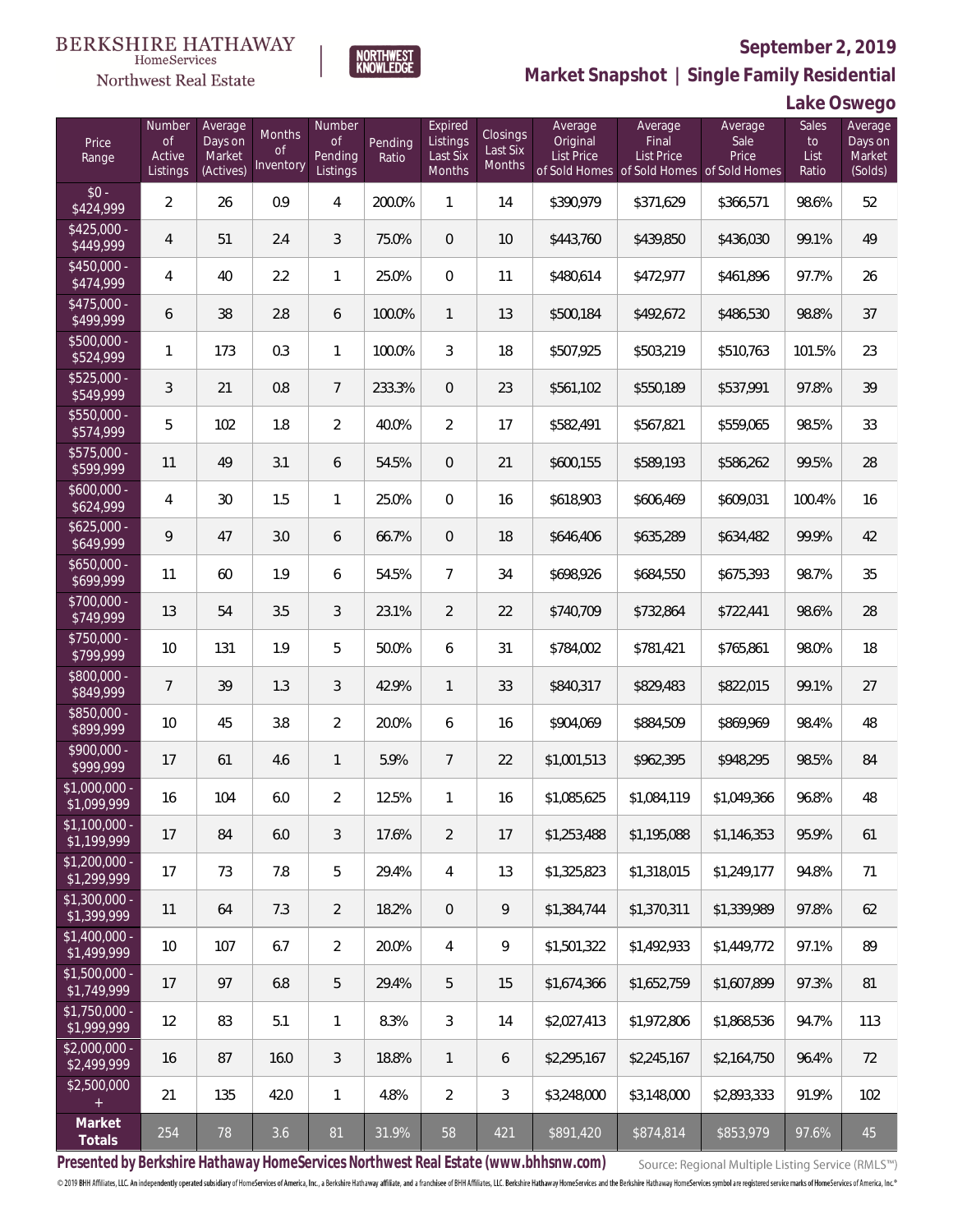BERKSHIRE HATHAWAY HomeServices Northwest Real Estate

NORTHWEST KNOWLEDGE

**September 2, 2019**

**Market Snapshot | Single Family Residential**

**Lake Oswego**

| Price Range | Number of Active Listings | Average Days on Market (Actives) | Months of Inventory | Number of Pending Listings | Pending Ratio | Expired Listings Last Six Months | Closings Last Six Months | Average Original List Price of Sold Homes | Average Final List Price of Sold Homes | Average Sale Price of Sold Homes | Sales to List Ratio | Average Days on Market (Solds) |
|---|---|---|---|---|---|---|---|---|---|---|---|---|
| $0 - $424,999 | 2 | 26 | 0.9 | 4 | 200.0% | 1 | 14 | $390,979 | $371,629 | $366,571 | 98.6% | 52 |
| $425,000 - $449,999 | 4 | 51 | 2.4 | 3 | 75.0% | 0 | 10 | $443,760 | $439,850 | $436,030 | 99.1% | 49 |
| $450,000 - $474,999 | 4 | 40 | 2.2 | 1 | 25.0% | 0 | 11 | $480,614 | $472,977 | $461,896 | 97.7% | 26 |
| $475,000 - $499,999 | 6 | 38 | 2.8 | 6 | 100.0% | 1 | 13 | $500,184 | $492,672 | $486,530 | 98.8% | 37 |
| $500,000 - $524,999 | 1 | 173 | 0.3 | 1 | 100.0% | 3 | 18 | $507,925 | $503,219 | $510,763 | 101.5% | 23 |
| $525,000 - $549,999 | 3 | 21 | 0.8 | 7 | 233.3% | 0 | 23 | $561,102 | $550,189 | $537,991 | 97.8% | 39 |
| $550,000 - $574,999 | 5 | 102 | 1.8 | 2 | 40.0% | 2 | 17 | $582,491 | $567,821 | $559,065 | 98.5% | 33 |
| $575,000 - $599,999 | 11 | 49 | 3.1 | 6 | 54.5% | 0 | 21 | $600,155 | $589,193 | $586,262 | 99.5% | 28 |
| $600,000 - $624,999 | 4 | 30 | 1.5 | 1 | 25.0% | 0 | 16 | $618,903 | $606,469 | $609,031 | 100.4% | 16 |
| $625,000 - $649,999 | 9 | 47 | 3.0 | 6 | 66.7% | 0 | 18 | $646,406 | $635,289 | $634,482 | 99.9% | 42 |
| $650,000 - $699,999 | 11 | 60 | 1.9 | 6 | 54.5% | 7 | 34 | $698,926 | $684,550 | $675,393 | 98.7% | 35 |
| $700,000 - $749,999 | 13 | 54 | 3.5 | 3 | 23.1% | 2 | 22 | $740,709 | $732,864 | $722,441 | 98.6% | 28 |
| $750,000 - $799,999 | 10 | 131 | 1.9 | 5 | 50.0% | 6 | 31 | $784,002 | $781,421 | $765,861 | 98.0% | 18 |
| $800,000 - $849,999 | 7 | 39 | 1.3 | 3 | 42.9% | 1 | 33 | $840,317 | $829,483 | $822,015 | 99.1% | 27 |
| $850,000 - $899,999 | 10 | 45 | 3.8 | 2 | 20.0% | 6 | 16 | $904,069 | $884,509 | $869,969 | 98.4% | 48 |
| $900,000 - $999,999 | 17 | 61 | 4.6 | 1 | 5.9% | 7 | 22 | $1,001,513 | $962,395 | $948,295 | 98.5% | 84 |
| $1,000,000 - $1,099,999 | 16 | 104 | 6.0 | 2 | 12.5% | 1 | 16 | $1,085,625 | $1,084,119 | $1,049,366 | 96.8% | 48 |
| $1,100,000 - $1,199,999 | 17 | 84 | 6.0 | 3 | 17.6% | 2 | 17 | $1,253,488 | $1,195,088 | $1,146,353 | 95.9% | 61 |
| $1,200,000 - $1,299,999 | 17 | 73 | 7.8 | 5 | 29.4% | 4 | 13 | $1,325,823 | $1,318,015 | $1,249,177 | 94.8% | 71 |
| $1,300,000 - $1,399,999 | 11 | 64 | 7.3 | 2 | 18.2% | 0 | 9 | $1,384,744 | $1,370,311 | $1,339,989 | 97.8% | 62 |
| $1,400,000 - $1,499,999 | 10 | 107 | 6.7 | 2 | 20.0% | 4 | 9 | $1,501,322 | $1,492,933 | $1,449,772 | 97.1% | 89 |
| $1,500,000 - $1,749,999 | 17 | 97 | 6.8 | 5 | 29.4% | 5 | 15 | $1,674,366 | $1,652,759 | $1,607,899 | 97.3% | 81 |
| $1,750,000 - $1,999,999 | 12 | 83 | 5.1 | 1 | 8.3% | 3 | 14 | $2,027,413 | $1,972,806 | $1,868,536 | 94.7% | 113 |
| $2,000,000 - $2,499,999 | 16 | 87 | 16.0 | 3 | 18.8% | 1 | 6 | $2,295,167 | $2,245,167 | $2,164,750 | 96.4% | 72 |
| $2,500,000 + | 21 | 135 | 42.0 | 1 | 4.8% | 2 | 3 | $3,248,000 | $3,148,000 | $2,893,333 | 91.9% | 102 |
| **Market Totals** | 254 | 78 | 3.6 | 81 | 31.9% | 58 | 421 | $891,420 | $874,814 | $853,979 | 97.6% | 45 |

**Presented by Berkshire Hathaway HomeServices Northwest Real Estate (www.bhhsnw.com)** Source: Regional Multiple Listing Service (RMLS™)

© 2019 BHH Affiliates, LLC. An independently operated subsidiary of HomeServices of America, Inc., a Berkshire Hathaway affiliate, and a franchisee of BHH Affiliates, LLC. Berkshire Hathaway HomeServices and the Berkshire Hathaway HomeServices symbol are registered service marks of HomeServices of America, Inc.®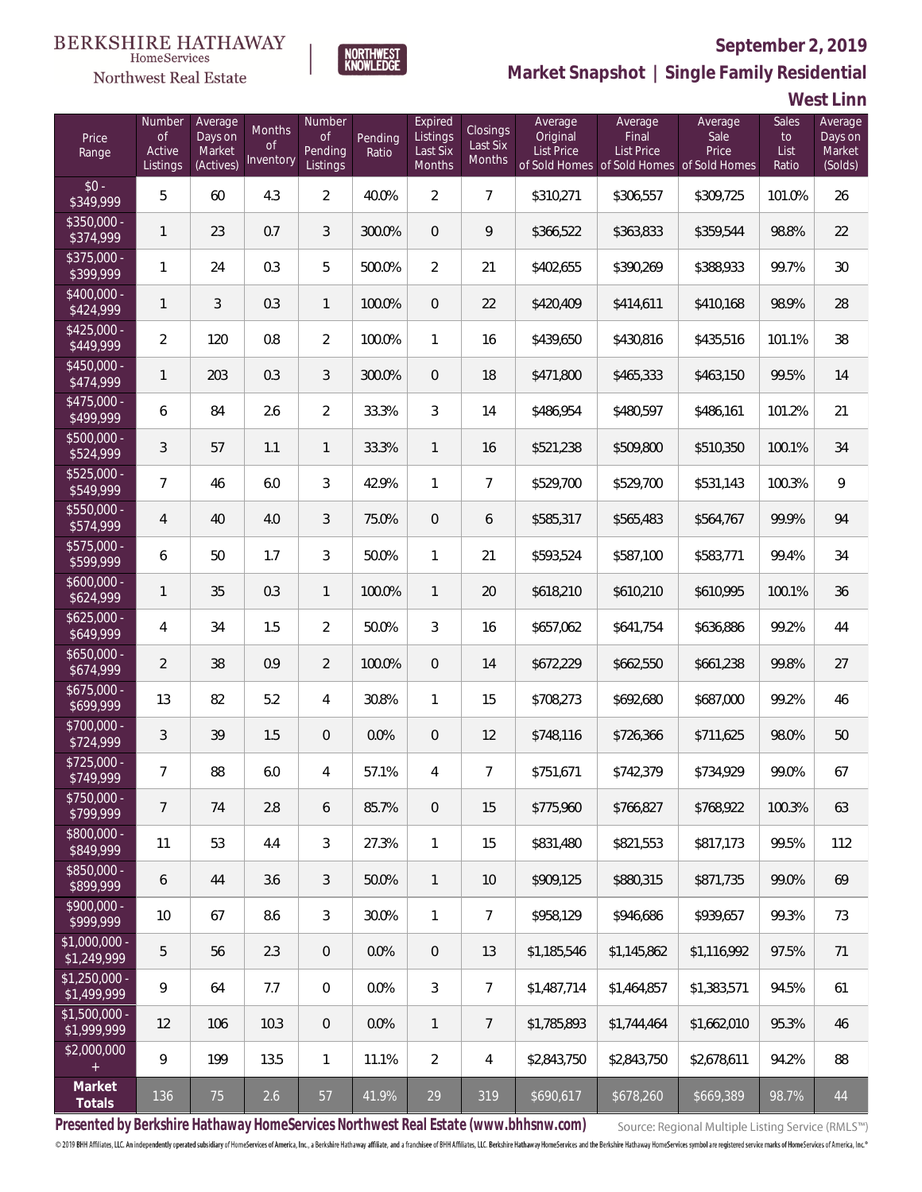BERKSHIRE HATHAWAY HomeServices Northwest Real Estate

NORTHWEST KNOWLEDGE

# September 2, 2019

## Market Snapshot | Single Family Residential

### West Linn

| Price Range | Number of Active Listings | Average Days on Market (Actives) | Months of Inventory | Number of Pending Listings | Pending Ratio | Expired Listings Last Six Months | Closings Last Six Months | Average Original List Price of Sold Homes | Average Final List Price of Sold Homes | Average Sale Price of Sold Homes | Sales to List Ratio | Average Days on Market (Solds) |
|---|---|---|---|---|---|---|---|---|---|---|---|---|
| $0 - $349,999 | 5 | 60 | 4.3 | 2 | 40.0% | 2 | 7 | $310,271 | $306,557 | $309,725 | 101.0% | 26 |
| $350,000 - $374,999 | 1 | 23 | 0.7 | 3 | 300.0% | 0 | 9 | $366,522 | $363,833 | $359,544 | 98.8% | 22 |
| $375,000 - $399,999 | 1 | 24 | 0.3 | 5 | 500.0% | 2 | 21 | $402,655 | $390,269 | $388,933 | 99.7% | 30 |
| $400,000 - $424,999 | 1 | 3 | 0.3 | 1 | 100.0% | 0 | 22 | $420,409 | $414,611 | $410,168 | 98.9% | 28 |
| $425,000 - $449,999 | 2 | 120 | 0.8 | 2 | 100.0% | 1 | 16 | $439,650 | $430,816 | $435,516 | 101.1% | 38 |
| $450,000 - $474,999 | 1 | 203 | 0.3 | 3 | 300.0% | 0 | 18 | $471,800 | $465,333 | $463,150 | 99.5% | 14 |
| $475,000 - $499,999 | 6 | 84 | 2.6 | 2 | 33.3% | 3 | 14 | $486,954 | $480,597 | $486,161 | 101.2% | 21 |
| $500,000 - $524,999 | 3 | 57 | 1.1 | 1 | 33.3% | 1 | 16 | $521,238 | $509,800 | $510,350 | 100.1% | 34 |
| $525,000 - $549,999 | 7 | 46 | 6.0 | 3 | 42.9% | 1 | 7 | $529,700 | $529,700 | $531,143 | 100.3% | 9 |
| $550,000 - $574,999 | 4 | 40 | 4.0 | 3 | 75.0% | 0 | 6 | $585,317 | $565,483 | $564,767 | 99.9% | 94 |
| $575,000 - $599,999 | 6 | 50 | 1.7 | 3 | 50.0% | 1 | 21 | $593,524 | $587,100 | $583,771 | 99.4% | 34 |
| $600,000 - $624,999 | 1 | 35 | 0.3 | 1 | 100.0% | 1 | 20 | $618,210 | $610,210 | $610,995 | 100.1% | 36 |
| $625,000 - $649,999 | 4 | 34 | 1.5 | 2 | 50.0% | 3 | 16 | $657,062 | $641,754 | $636,886 | 99.2% | 44 |
| $650,000 - $674,999 | 2 | 38 | 0.9 | 2 | 100.0% | 0 | 14 | $672,229 | $662,550 | $661,238 | 99.8% | 27 |
| $675,000 - $699,999 | 13 | 82 | 5.2 | 4 | 30.8% | 1 | 15 | $708,273 | $692,680 | $687,000 | 99.2% | 46 |
| $700,000 - $724,999 | 3 | 39 | 1.5 | 0 | 0.0% | 0 | 12 | $748,116 | $726,366 | $711,625 | 98.0% | 50 |
| $725,000 - $749,999 | 7 | 88 | 6.0 | 4 | 57.1% | 4 | 7 | $751,671 | $742,379 | $734,929 | 99.0% | 67 |
| $750,000 - $799,999 | 7 | 74 | 2.8 | 6 | 85.7% | 0 | 15 | $775,960 | $766,827 | $768,922 | 100.3% | 63 |
| $800,000 - $849,999 | 11 | 53 | 4.4 | 3 | 27.3% | 1 | 15 | $831,480 | $821,553 | $817,173 | 99.5% | 112 |
| $850,000 - $899,999 | 6 | 44 | 3.6 | 3 | 50.0% | 1 | 10 | $909,125 | $880,315 | $871,735 | 99.0% | 69 |
| $900,000 - $999,999 | 10 | 67 | 8.6 | 3 | 30.0% | 1 | 7 | $958,129 | $946,686 | $939,657 | 99.3% | 73 |
| $1,000,000 - $1,249,999 | 5 | 56 | 2.3 | 0 | 0.0% | 0 | 13 | $1,185,546 | $1,145,862 | $1,116,992 | 97.5% | 71 |
| $1,250,000 - $1,499,999 | 9 | 64 | 7.7 | 0 | 0.0% | 3 | 7 | $1,487,714 | $1,464,857 | $1,383,571 | 94.5% | 61 |
| $1,500,000 - $1,999,999 | 12 | 106 | 10.3 | 0 | 0.0% | 1 | 7 | $1,785,893 | $1,744,464 | $1,662,010 | 95.3% | 46 |
| $2,000,000 + | 9 | 199 | 13.5 | 1 | 11.1% | 2 | 4 | $2,843,750 | $2,843,750 | $2,678,611 | 94.2% | 88 |
| **Market Totals** | 136 | 75 | 2.6 | 57 | 41.9% | 29 | 319 | $690,617 | $678,260 | $669,389 | 98.7% | 44 |

**Presented by Berkshire Hathaway HomeServices Northwest Real Estate (www.bhhsnw.com)**

Source: Regional Multiple Listing Service (RMLS™)

© 2019 BHH Affiliates, LLC. An independently operated subsidiary of HomeServices of America, Inc., a Berkshire Hathaway affiliate, and a franchisee of BHH Affiliates, LLC. Berkshire Hathaway HomeServices and the Berkshire Hathaway HomeServices symbol are registered service marks of HomeServices of America, Inc.®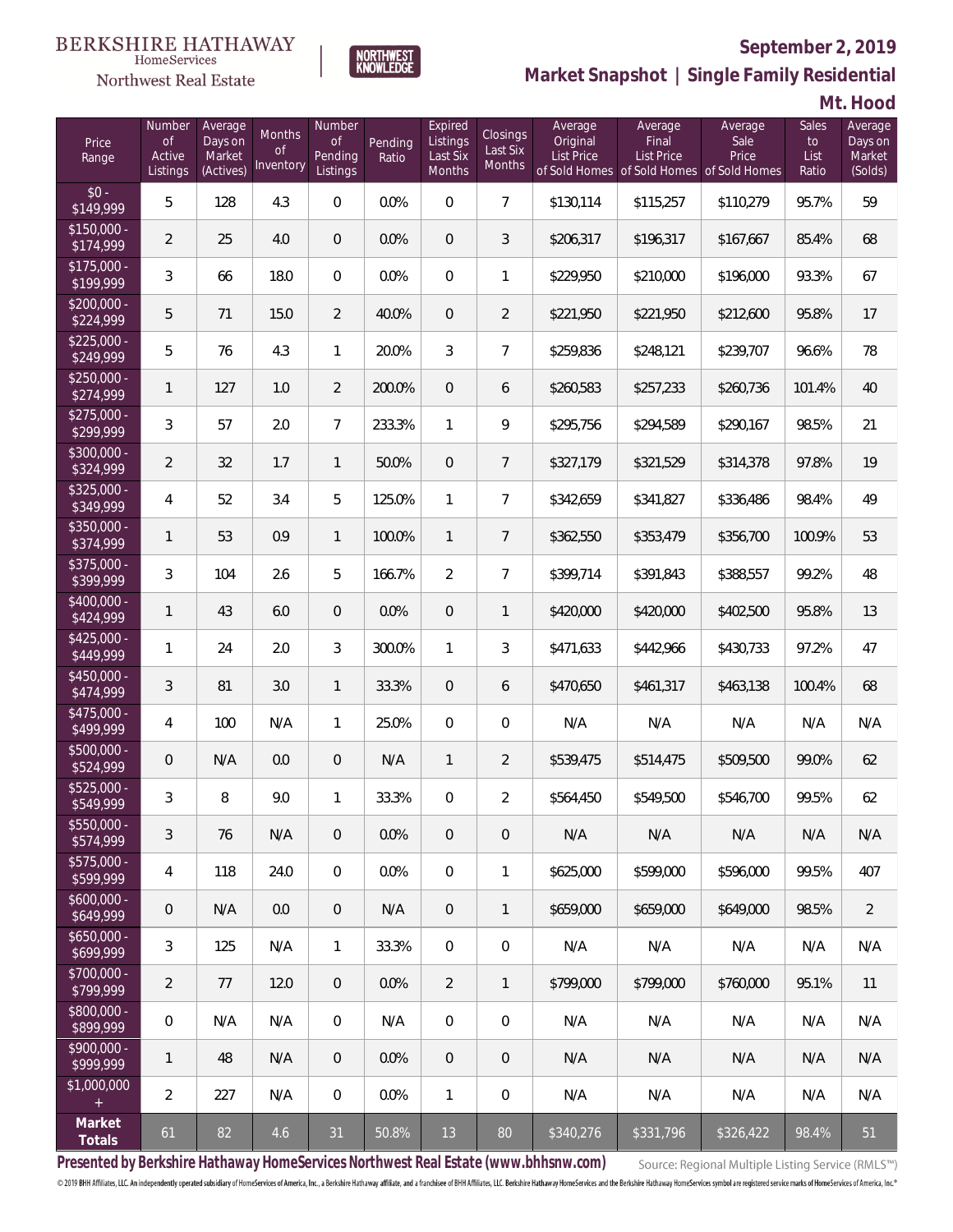BERKSHIRE HATHAWAY HomeServices Northwest Real Estate

NORTHWEST KNOWLEDGE

**September 2, 2019**

**Market Snapshot | Single Family Residential**

**Mt. Hood**

| Price Range | Number of Active Listings | Average Days on Market (Actives) | Months of Inventory | Number of Pending Listings | Pending Ratio | Expired Listings Last Six Months | Closings Last Six Months | Average Original List Price of Sold Homes | Average Final List Price of Sold Homes | Average Sale Price of Sold Homes | Sales to List Ratio | Average Days on Market (Solds) |
|---|---|---|---|---|---|---|---|---|---|---|---|---|
| $0 - $149,999 | 5 | 128 | 4.3 | 0 | 0.0% | 0 | 7 | $130,114 | $115,257 | $110,279 | 95.7% | 59 |
| $150,000 - $174,999 | 2 | 25 | 4.0 | 0 | 0.0% | 0 | 3 | $206,317 | $196,317 | $167,667 | 85.4% | 68 |
| $175,000 - $199,999 | 3 | 66 | 18.0 | 0 | 0.0% | 0 | 1 | $229,950 | $210,000 | $196,000 | 93.3% | 67 |
| $200,000 - $224,999 | 5 | 71 | 15.0 | 2 | 40.0% | 0 | 2 | $221,950 | $221,950 | $212,600 | 95.8% | 17 |
| $225,000 - $249,999 | 5 | 76 | 4.3 | 1 | 20.0% | 3 | 7 | $259,836 | $248,121 | $239,707 | 96.6% | 78 |
| $250,000 - $274,999 | 1 | 127 | 1.0 | 2 | 200.0% | 0 | 6 | $260,583 | $257,233 | $260,736 | 101.4% | 40 |
| $275,000 - $299,999 | 3 | 57 | 2.0 | 7 | 233.3% | 1 | 9 | $295,756 | $294,589 | $290,167 | 98.5% | 21 |
| $300,000 - $324,999 | 2 | 32 | 1.7 | 1 | 50.0% | 0 | 7 | $327,179 | $321,529 | $314,378 | 97.8% | 19 |
| $325,000 - $349,999 | 4 | 52 | 3.4 | 5 | 125.0% | 1 | 7 | $342,659 | $341,827 | $336,486 | 98.4% | 49 |
| $350,000 - $374,999 | 1 | 53 | 0.9 | 1 | 100.0% | 1 | 7 | $362,550 | $353,479 | $356,700 | 100.9% | 53 |
| $375,000 - $399,999 | 3 | 104 | 2.6 | 5 | 166.7% | 2 | 7 | $399,714 | $391,843 | $388,557 | 99.2% | 48 |
| $400,000 - $424,999 | 1 | 43 | 6.0 | 0 | 0.0% | 0 | 1 | $420,000 | $420,000 | $402,500 | 95.8% | 13 |
| $425,000 - $449,999 | 1 | 24 | 2.0 | 3 | 300.0% | 1 | 3 | $471,633 | $442,966 | $430,733 | 97.2% | 47 |
| $450,000 - $474,999 | 3 | 81 | 3.0 | 1 | 33.3% | 0 | 6 | $470,650 | $461,317 | $463,138 | 100.4% | 68 |
| $475,000 - $499,999 | 4 | 100 | N/A | 1 | 25.0% | 0 | 0 | N/A | N/A | N/A | N/A | N/A |
| $500,000 - $524,999 | 0 | N/A | 0.0 | 0 | N/A | 1 | 2 | $539,475 | $514,475 | $509,500 | 99.0% | 62 |
| $525,000 - $549,999 | 3 | 8 | 9.0 | 1 | 33.3% | 0 | 2 | $564,450 | $549,500 | $546,700 | 99.5% | 62 |
| $550,000 - $574,999 | 3 | 76 | N/A | 0 | 0.0% | 0 | 0 | N/A | N/A | N/A | N/A | N/A |
| $575,000 - $599,999 | 4 | 118 | 24.0 | 0 | 0.0% | 0 | 1 | $625,000 | $599,000 | $596,000 | 99.5% | 407 |
| $600,000 - $649,999 | 0 | N/A | 0.0 | 0 | N/A | 0 | 1 | $659,000 | $659,000 | $649,000 | 98.5% | 2 |
| $650,000 - $699,999 | 3 | 125 | N/A | 1 | 33.3% | 0 | 0 | N/A | N/A | N/A | N/A | N/A |
| $700,000 - $799,999 | 2 | 77 | 12.0 | 0 | 0.0% | 2 | 1 | $799,000 | $799,000 | $760,000 | 95.1% | 11 |
| $800,000 - $899,999 | 0 | N/A | N/A | 0 | N/A | 0 | 0 | N/A | N/A | N/A | N/A | N/A |
| $900,000 - $999,999 | 1 | 48 | N/A | 0 | 0.0% | 0 | 0 | N/A | N/A | N/A | N/A | N/A |
| $1,000,000 + | 2 | 227 | N/A | 0 | 0.0% | 1 | 0 | N/A | N/A | N/A | N/A | N/A |
| **Market Totals** | 61 | 82 | 4.6 | 31 | 50.8% | 13 | 80 | $340,276 | $331,796 | $326,422 | 98.4% | 51 |

**Presented by Berkshire Hathaway HomeServices Northwest Real Estate (www.bhhsnw.com)**

Source: Regional Multiple Listing Service (RMLS™)

© 2019 BHH Affiliates, LLC. An independently operated subsidiary of HomeServices of America, Inc., a Berkshire Hathaway affiliate, and a franchisee of BHH Affiliates, LLC. Berkshire Hathaway HomeServices and the Berkshire Hathaway HomeServices symbol are registered service marks of HomeServices of America, Inc.®